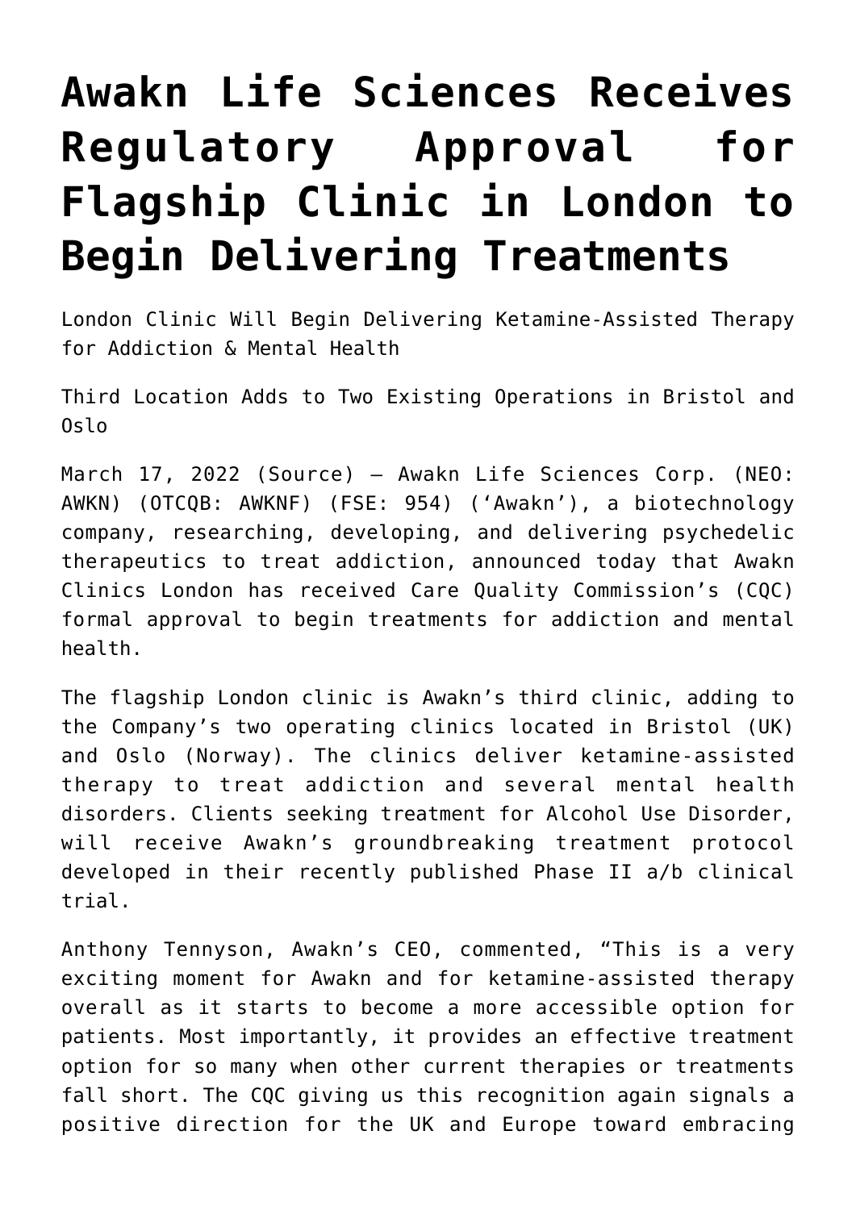# Awakn Life Sciences Receives Regulatory Approval for Flagship Clinic in London to Begin Delivering Treatments

London Clinic Will Begin Delivering Ketamine-Assisted Therapy for Addiction & Mental Health

Third Location Adds to Two Existing Operations in Bristol and Oslo

March 17, 2022 (Source) – Awakn Life Sciences Corp. (NEO: AWKN) (OTCQB: AWKNF) (FSE: 954) ('Awakn'), a biotechnology company, researching, developing, and delivering psychedelic therapeutics to treat addiction, announced today that Awakn Clinics London has received Care Quality Commission's (CQC) formal approval to begin treatments for addiction and mental health.

The flagship London clinic is Awakn's third clinic, adding to the Company's two operating clinics located in Bristol (UK) and Oslo (Norway). The clinics deliver ketamine-assisted therapy to treat addiction and several mental health disorders. Clients seeking treatment for Alcohol Use Disorder, will receive Awakn's groundbreaking treatment protocol developed in their recently published Phase II a/b clinical trial.

Anthony Tennyson, Awakn's CEO, commented, "This is a very exciting moment for Awakn and for ketamine-assisted therapy overall as it starts to become a more accessible option for patients. Most importantly, it provides an effective treatment option for so many when other current therapies or treatments fall short. The CQC giving us this recognition again signals a positive direction for the UK and Europe toward embracing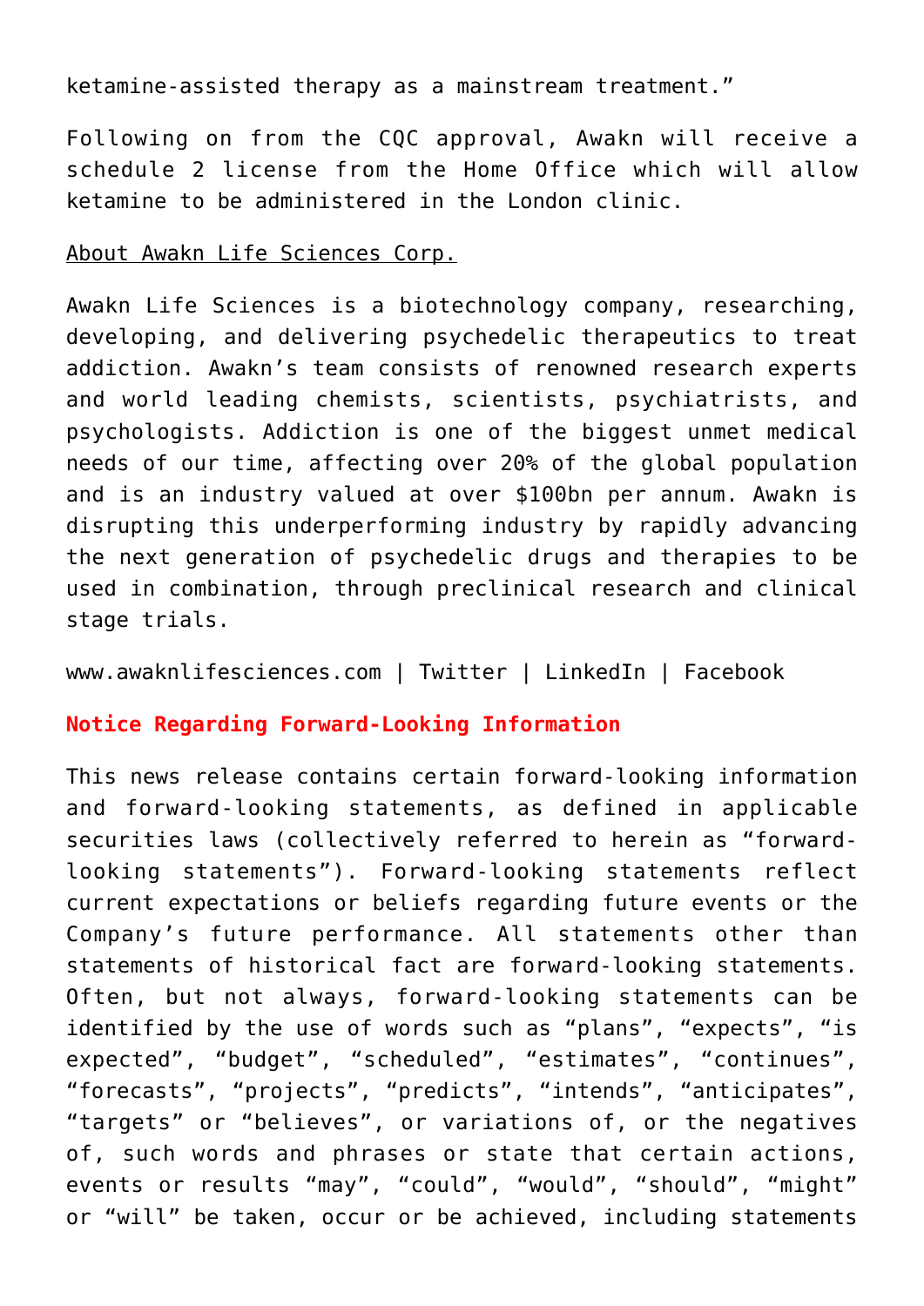ketamine-assisted therapy as a mainstream treatment."

Following on from the CQC approval, Awakn will receive a schedule 2 license from the Home Office which will allow ketamine to be administered in the London clinic.

About Awakn Life Sciences Corp.

Awakn Life Sciences is a biotechnology company, researching, developing, and delivering psychedelic therapeutics to treat addiction. Awakn's team consists of renowned research experts and world leading chemists, scientists, psychiatrists, and psychologists. Addiction is one of the biggest unmet medical needs of our time, affecting over 20% of the global population and is an industry valued at over $100bn per annum. Awakn is disrupting this underperforming industry by rapidly advancing the next generation of psychedelic drugs and therapies to be used in combination, through preclinical research and clinical stage trials.

www.awaknlifesciences.com | Twitter | LinkedIn | Facebook

**Notice Regarding Forward-Looking Information**

This news release contains certain forward-looking information and forward-looking statements, as defined in applicable securities laws (collectively referred to herein as "forward-looking statements"). Forward-looking statements reflect current expectations or beliefs regarding future events or the Company's future performance. All statements other than statements of historical fact are forward-looking statements. Often, but not always, forward-looking statements can be identified by the use of words such as "plans", "expects", "is expected", "budget", "scheduled", "estimates", "continues", "forecasts", "projects", "predicts", "intends", "anticipates", "targets" or "believes", or variations of, or the negatives of, such words and phrases or state that certain actions, events or results "may", "could", "would", "should", "might" or "will" be taken, occur or be achieved, including statements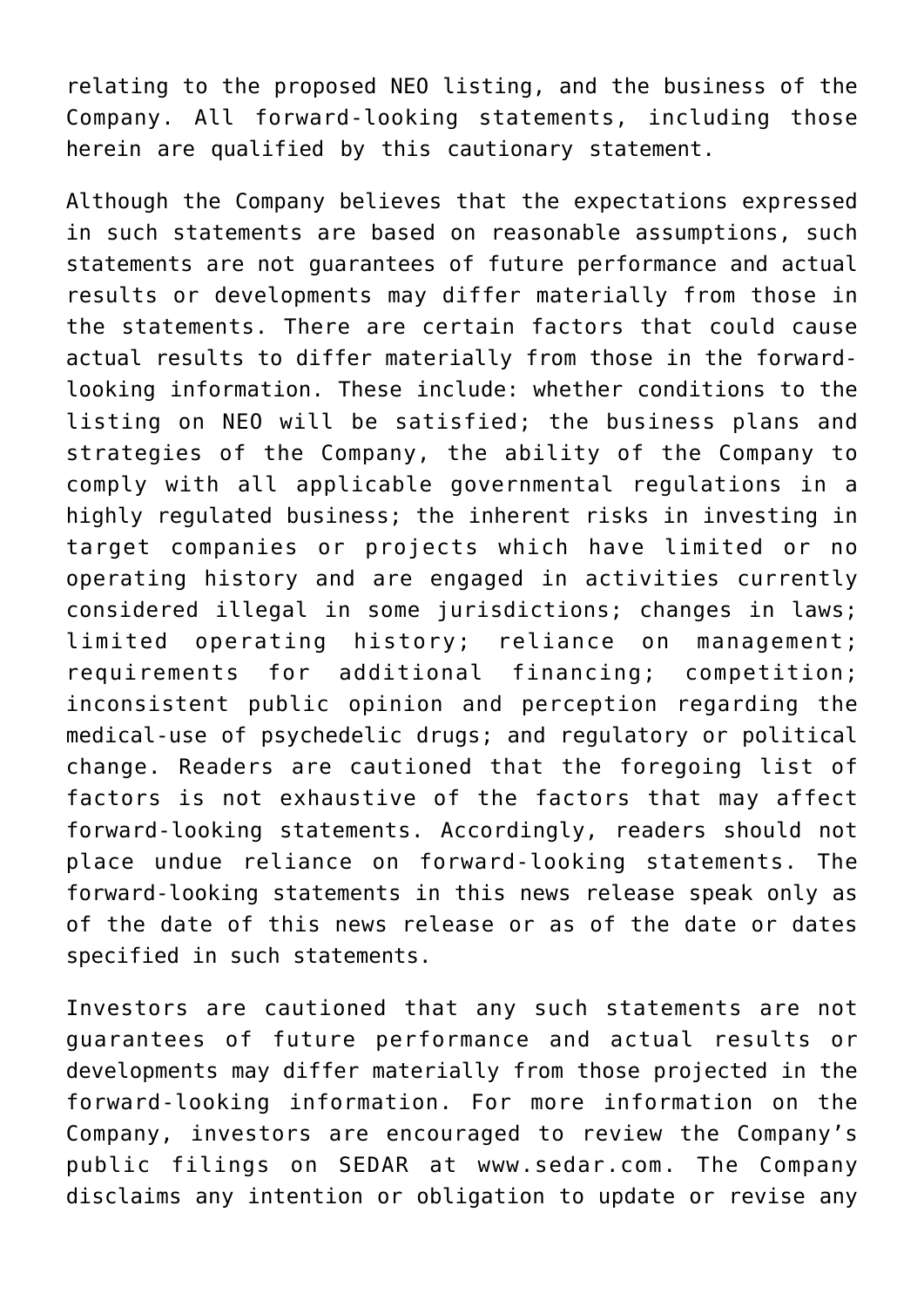relating to the proposed NEO listing, and the business of the Company. All forward-looking statements, including those herein are qualified by this cautionary statement.

Although the Company believes that the expectations expressed in such statements are based on reasonable assumptions, such statements are not guarantees of future performance and actual results or developments may differ materially from those in the statements. There are certain factors that could cause actual results to differ materially from those in the forward-looking information. These include: whether conditions to the listing on NEO will be satisfied; the business plans and strategies of the Company, the ability of the Company to comply with all applicable governmental regulations in a highly regulated business; the inherent risks in investing in target companies or projects which have limited or no operating history and are engaged in activities currently considered illegal in some jurisdictions; changes in laws; limited operating history; reliance on management; requirements for additional financing; competition; inconsistent public opinion and perception regarding the medical-use of psychedelic drugs; and regulatory or political change. Readers are cautioned that the foregoing list of factors is not exhaustive of the factors that may affect forward-looking statements. Accordingly, readers should not place undue reliance on forward-looking statements. The forward-looking statements in this news release speak only as of the date of this news release or as of the date or dates specified in such statements.

Investors are cautioned that any such statements are not guarantees of future performance and actual results or developments may differ materially from those projected in the forward-looking information. For more information on the Company, investors are encouraged to review the Company's public filings on SEDAR at www.sedar.com. The Company disclaims any intention or obligation to update or revise any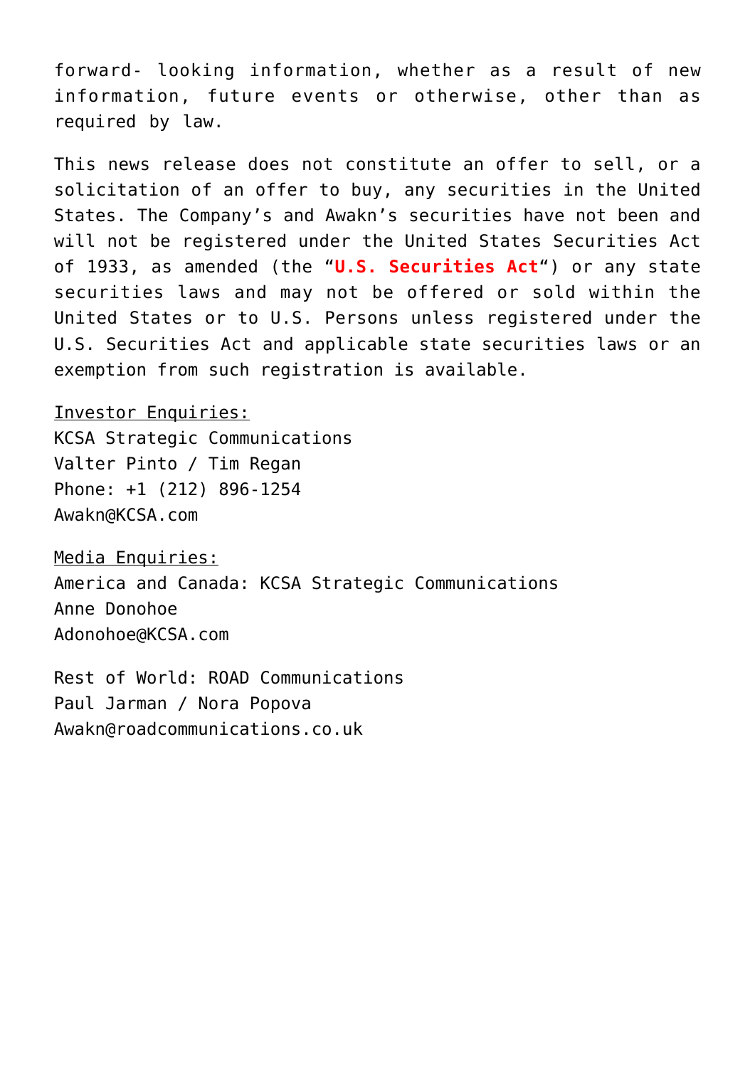forward- looking information, whether as a result of new information, future events or otherwise, other than as required by law.

This news release does not constitute an offer to sell, or a solicitation of an offer to buy, any securities in the United States. The Company's and Awakn's securities have not been and will not be registered under the United States Securities Act of 1933, as amended (the "**U.S. Securities Act**") or any state securities laws and may not be offered or sold within the United States or to U.S. Persons unless registered under the U.S. Securities Act and applicable state securities laws or an exemption from such registration is available.

Investor Enquiries:
KCSA Strategic Communications
Valter Pinto / Tim Regan
Phone: +1 (212) 896-1254
Awakn@KCSA.com

Media Enquiries:
America and Canada: KCSA Strategic Communications
Anne Donohoe
Adonohoe@KCSA.com

Rest of World: ROAD Communications
Paul Jarman / Nora Popova
Awakn@roadcommunications.co.uk